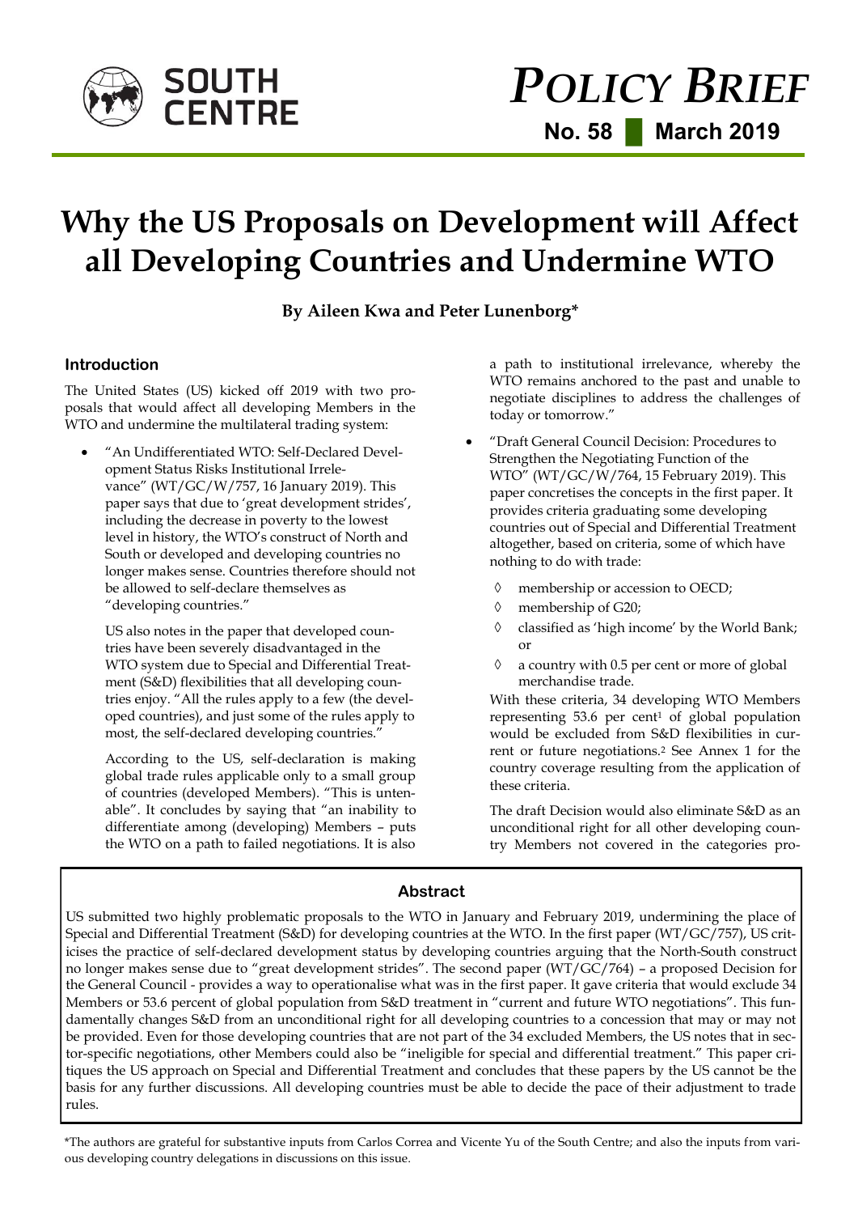SOUTH CENTRE

# POLICY BRIEF

**No. 58 | March 2019**

# Why the US Proposals on Development will Affect all Developing Countries and Undermine WTO

**By Aileen Kwa and Peter Lunenborg***

## Introduction

The United States (US) kicked off 2019 with two proposals that would affect all developing Members in the WTO and undermine the multilateral trading system:

- "An Undifferentiated WTO: Self-Declared Development Status Risks Institutional Irrelevance" (WT/GC/W/757, 16 January 2019). This paper says that due to 'great development strides', including the decrease in poverty to the lowest level in history, the WTO's construct of North and South or developed and developing countries no longer makes sense. Countries therefore should not be allowed to self-declare themselves as "developing countries."

  US also notes in the paper that developed countries have been severely disadvantaged in the WTO system due to Special and Differential Treatment (S&D) flexibilities that all developing countries enjoy. "All the rules apply to a few (the developed countries), and just some of the rules apply to most, the self-declared developing countries."

  According to the US, self-declaration is making global trade rules applicable only to a small group of countries (developed Members). "This is untenable". It concludes by saying that "an inability to differentiate among (developing) Members – puts the WTO on a path to failed negotiations. It is also a path to institutional irrelevance, whereby the WTO remains anchored to the past and unable to negotiate disciplines to address the challenges of today or tomorrow."

- "Draft General Council Decision: Procedures to Strengthen the Negotiating Function of the WTO" (WT/GC/W/764, 15 February 2019). This paper concretises the concepts in the first paper. It provides criteria graduating some developing countries out of Special and Differential Treatment altogether, based on criteria, some of which have nothing to do with trade:

  - ◊ membership or accession to OECD;
  - ◊ membership of G20;
  - ◊ classified as 'high income' by the World Bank; or
  - ◊ a country with 0.5 per cent or more of global merchandise trade.

  With these criteria, 34 developing WTO Members representing 53.6 per cent[1] of global population would be excluded from S&D flexibilities in current or future negotiations.[2] See Annex 1 for the country coverage resulting from the application of these criteria.

  The draft Decision would also eliminate S&D as an unconditional right for all other developing country Members not covered in the categories pro-

### Abstract

US submitted two highly problematic proposals to the WTO in January and February 2019, undermining the place of Special and Differential Treatment (S&D) for developing countries at the WTO. In the first paper (WT/GC/757), US criticises the practice of self-declared development status by developing countries arguing that the North-South construct no longer makes sense due to "great development strides". The second paper (WT/GC/764) – a proposed Decision for the General Council - provides a way to operationalise what was in the first paper. It gave criteria that would exclude 34 Members or 53.6 percent of global population from S&D treatment in "current and future WTO negotiations". This fundamentally changes S&D from an unconditional right for all developing countries to a concession that may or may not be provided. Even for those developing countries that are not part of the 34 excluded Members, the US notes that in sector-specific negotiations, other Members could also be "ineligible for special and differential treatment." This paper critiques the US approach on Special and Differential Treatment and concludes that these papers by the US cannot be the basis for any further discussions. All developing countries must be able to decide the pace of their adjustment to trade rules.

*The authors are grateful for substantive inputs from Carlos Correa and Vicente Yu of the South Centre; and also the inputs from various developing country delegations in discussions on this issue.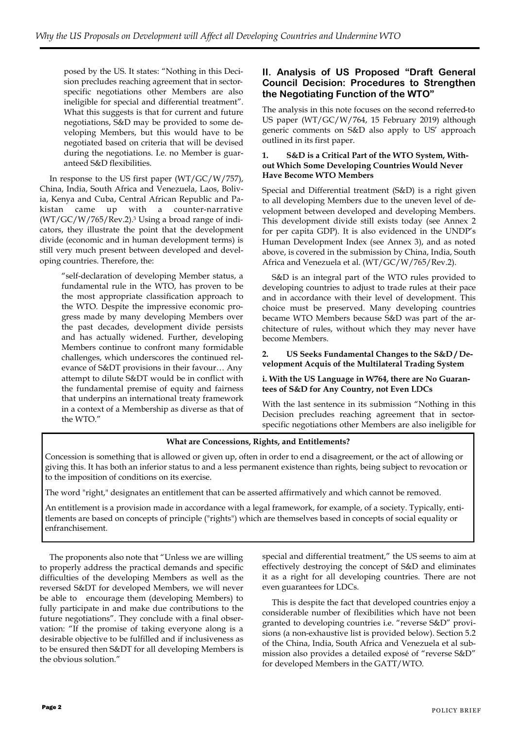posed by the US. It states: "Nothing in this Decision precludes reaching agreement that in sector-specific negotiations other Members are also ineligible for special and differential treatment". What this suggests is that for current and future negotiations, S&D may be provided to some developing Members, but this would have to be negotiated based on criteria that will be devised during the negotiations. I.e. no Member is guaranteed S&D flexibilities.

In response to the US first paper (WT/GC/W/757), China, India, South Africa and Venezuela, Laos, Bolivia, Kenya and Cuba, Central African Republic and Pakistan came up with a counter-narrative (WT/GC/W/765/Rev.2).[3] Using a broad range of indicators, they illustrate the point that the development divide (economic and in human development terms) is still very much present between developed and developing countries. Therefore, the:

> "self-declaration of developing Member status, a fundamental rule in the WTO, has proven to be the most appropriate classification approach to the WTO. Despite the impressive economic progress made by many developing Members over the past decades, development divide persists and has actually widened. Further, developing Members continue to confront many formidable challenges, which underscores the continued relevance of S&DT provisions in their favour… Any attempt to dilute S&DT would be in conflict with the fundamental premise of equity and fairness that underpins an international treaty framework in a context of a Membership as diverse as that of the WTO."

The proponents also note that "Unless we are willing to properly address the practical demands and specific difficulties of the developing Members as well as the reversed S&DT for developed Members, we will never be able to encourage them (developing Members) to fully participate in and make due contributions to the future negotiations". They conclude with a final observation: "If the promise of taking everyone along is a desirable objective to be fulfilled and if inclusiveness as to be ensured then S&DT for all developing Members is the obvious solution."

## II. Analysis of US Proposed "Draft General Council Decision: Procedures to Strengthen the Negotiating Function of the WTO"

The analysis in this note focuses on the second referred-to US paper (WT/GC/W/764, 15 February 2019) although generic comments on S&D also apply to US' approach outlined in its first paper.

### 1. S&D is a Critical Part of the WTO System, Without Which Some Developing Countries Would Never Have Become WTO Members

Special and Differential treatment (S&D) is a right given to all developing Members due to the uneven level of development between developed and developing Members. This development divide still exists today (see Annex 2 for per capita GDP). It is also evidenced in the UNDP's Human Development Index (see Annex 3), and as noted above, is covered in the submission by China, India, South Africa and Venezuela et al. (WT/GC/W/765/Rev.2).

S&D is an integral part of the WTO rules provided to developing countries to adjust to trade rules at their pace and in accordance with their level of development. This choice must be preserved. Many developing countries became WTO Members because S&D was part of the architecture of rules, without which they may never have become Members.

### 2. US Seeks Fundamental Changes to the S&D / Development Acquis of the Multilateral Trading System

#### i. With the US Language in W764, there are No Guarantees of S&D for Any Country, not Even LDCs

With the last sentence in its submission "Nothing in this Decision precludes reaching agreement that in sector-specific negotiations other Members are also ineligible for special and differential treatment," the US seems to aim at effectively destroying the concept of S&D and eliminates it as a right for all developing countries. There are not even guarantees for LDCs.

This is despite the fact that developed countries enjoy a considerable number of flexibilities which have not been granted to developing countries i.e. "reverse S&D" provisions (a non-exhaustive list is provided below). Section 5.2 of the China, India, South Africa and Venezuela et al submission also provides a detailed exposé of "reverse S&D" for developed Members in the GATT/WTO.

---

**What are Concessions, Rights, and Entitlements?**

Concession is something that is allowed or given up, often in order to end a disagreement, or the act of allowing or giving this. It has both an inferior status to and a less permanent existence than rights, being subject to revocation or to the imposition of conditions on its exercise.

The word "right," designates an entitlement that can be asserted affirmatively and which cannot be removed.

An entitlement is a provision made in accordance with a legal framework, for example, of a society. Typically, entitlements are based on concepts of principle ("rights") which are themselves based in concepts of social equality or enfranchisement.

---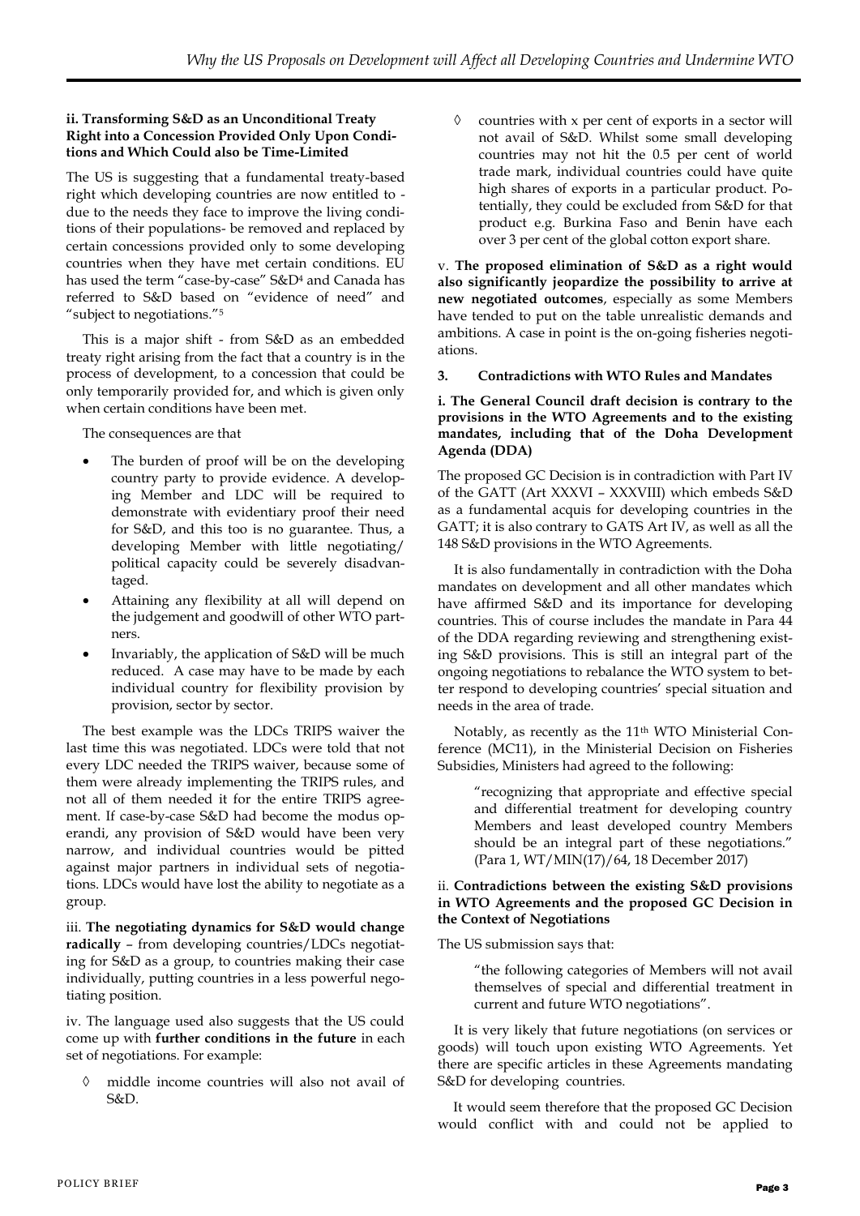**ii. Transforming S&D as an Unconditional Treaty Right into a Concession Provided Only Upon Conditions and Which Could also be Time-Limited**

The US is suggesting that a fundamental treaty-based right which developing countries are now entitled to - due to the needs they face to improve the living conditions of their populations- be removed and replaced by certain concessions provided only to some developing countries when they have met certain conditions. EU has used the term "case-by-case" S&D[4] and Canada has referred to S&D based on "evidence of need" and "subject to negotiations."[5]

This is a major shift - from S&D as an embedded treaty right arising from the fact that a country is in the process of development, to a concession that could be only temporarily provided for, and which is given only when certain conditions have been met.

The consequences are that

- The burden of proof will be on the developing country party to provide evidence. A developing Member and LDC will be required to demonstrate with evidentiary proof their need for S&D, and this too is no guarantee. Thus, a developing Member with little negotiating/ political capacity could be severely disadvantaged.
- Attaining any flexibility at all will depend on the judgement and goodwill of other WTO partners.
- Invariably, the application of S&D will be much reduced. A case may have to be made by each individual country for flexibility provision by provision, sector by sector.

The best example was the LDCs TRIPS waiver the last time this was negotiated. LDCs were told that not every LDC needed the TRIPS waiver, because some of them were already implementing the TRIPS rules, and not all of them needed it for the entire TRIPS agreement. If case-by-case S&D had become the modus operandi, any provision of S&D would have been very narrow, and individual countries would be pitted against major partners in individual sets of negotiations. LDCs would have lost the ability to negotiate as a group.

iii. **The negotiating dynamics for S&D would change radically** – from developing countries/LDCs negotiating for S&D as a group, to countries making their case individually, putting countries in a less powerful negotiating position.

iv. The language used also suggests that the US could come up with **further conditions in the future** in each set of negotiations. For example:

- ◊ middle income countries will also not avail of S&D.
- ◊ countries with x per cent of exports in a sector will not avail of S&D. Whilst some small developing countries may not hit the 0.5 per cent of world trade mark, individual countries could have quite high shares of exports in a particular product. Potentially, they could be excluded from S&D for that product e.g. Burkina Faso and Benin have each over 3 per cent of the global cotton export share.

v. **The proposed elimination of S&D as a right would also significantly jeopardize the possibility to arrive at new negotiated outcomes**, especially as some Members have tended to put on the table unrealistic demands and ambitions. A case in point is the on-going fisheries negotiations.

### 3. Contradictions with WTO Rules and Mandates

**i. The General Council draft decision is contrary to the provisions in the WTO Agreements and to the existing mandates, including that of the Doha Development Agenda (DDA)**

The proposed GC Decision is in contradiction with Part IV of the GATT (Art XXXVI – XXXVIII) which embeds S&D as a fundamental acquis for developing countries in the GATT; it is also contrary to GATS Art IV, as well as all the 148 S&D provisions in the WTO Agreements.

It is also fundamentally in contradiction with the Doha mandates on development and all other mandates which have affirmed S&D and its importance for developing countries. This of course includes the mandate in Para 44 of the DDA regarding reviewing and strengthening existing S&D provisions. This is still an integral part of the ongoing negotiations to rebalance the WTO system to better respond to developing countries' special situation and needs in the area of trade.

Notably, as recently as the 11th WTO Ministerial Conference (MC11), in the Ministerial Decision on Fisheries Subsidies, Ministers had agreed to the following:

> "recognizing that appropriate and effective special and differential treatment for developing country Members and least developed country Members should be an integral part of these negotiations." (Para 1, WT/MIN(17)/64, 18 December 2017)

ii. **Contradictions between the existing S&D provisions in WTO Agreements and the proposed GC Decision in the Context of Negotiations**

The US submission says that:

> "the following categories of Members will not avail themselves of special and differential treatment in current and future WTO negotiations".

It is very likely that future negotiations (on services or goods) will touch upon existing WTO Agreements. Yet there are specific articles in these Agreements mandating S&D for developing countries.

It would seem therefore that the proposed GC Decision would conflict with and could not be applied to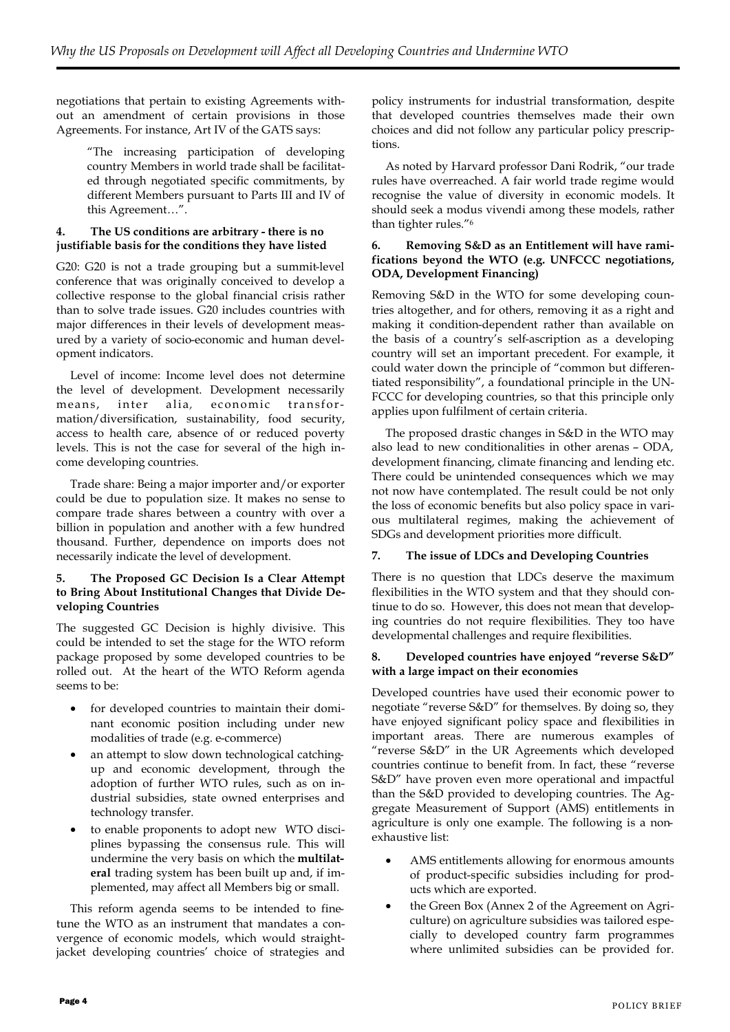negotiations that pertain to existing Agreements without an amendment of certain provisions in those Agreements. For instance, Art IV of the GATS says:

> "The increasing participation of developing country Members in world trade shall be facilitated through negotiated specific commitments, by different Members pursuant to Parts III and IV of this Agreement…".

#### 4. The US conditions are arbitrary - there is no justifiable basis for the conditions they have listed

G20: G20 is not a trade grouping but a summit-level conference that was originally conceived to develop a collective response to the global financial crisis rather than to solve trade issues. G20 includes countries with major differences in their levels of development measured by a variety of socio-economic and human development indicators.

Level of income: Income level does not determine the level of development. Development necessarily means, inter alia, economic transformation/diversification, sustainability, food security, access to health care, absence of or reduced poverty levels. This is not the case for several of the high income developing countries.

Trade share: Being a major importer and/or exporter could be due to population size. It makes no sense to compare trade shares between a country with over a billion in population and another with a few hundred thousand. Further, dependence on imports does not necessarily indicate the level of development.

#### 5. The Proposed GC Decision Is a Clear Attempt to Bring About Institutional Changes that Divide Developing Countries

The suggested GC Decision is highly divisive. This could be intended to set the stage for the WTO reform package proposed by some developed countries to be rolled out. At the heart of the WTO Reform agenda seems to be:

- for developed countries to maintain their dominant economic position including under new modalities of trade (e.g. e-commerce)
- an attempt to slow down technological catching-up and economic development, through the adoption of further WTO rules, such as on industrial subsidies, state owned enterprises and technology transfer.
- to enable proponents to adopt new WTO disciplines bypassing the consensus rule. This will undermine the very basis on which the **multilateral** trading system has been built up and, if implemented, may affect all Members big or small.

This reform agenda seems to be intended to fine-tune the WTO as an instrument that mandates a convergence of economic models, which would straight-jacket developing countries' choice of strategies and policy instruments for industrial transformation, despite that developed countries themselves made their own choices and did not follow any particular policy prescriptions.

As noted by Harvard professor Dani Rodrik, "our trade rules have overreached. A fair world trade regime would recognise the value of diversity in economic models. It should seek a modus vivendi among these models, rather than tighter rules."[6]

#### 6. Removing S&D as an Entitlement will have ramifications beyond the WTO (e.g. UNFCCC negotiations, ODA, Development Financing)

Removing S&D in the WTO for some developing countries altogether, and for others, removing it as a right and making it condition-dependent rather than available on the basis of a country's self-ascription as a developing country will set an important precedent. For example, it could water down the principle of "common but differentiated responsibility", a foundational principle in the UNFCCC for developing countries, so that this principle only applies upon fulfilment of certain criteria.

The proposed drastic changes in S&D in the WTO may also lead to new conditionalities in other arenas – ODA, development financing, climate financing and lending etc. There could be unintended consequences which we may not now have contemplated. The result could be not only the loss of economic benefits but also policy space in various multilateral regimes, making the achievement of SDGs and development priorities more difficult.

#### 7. The issue of LDCs and Developing Countries

There is no question that LDCs deserve the maximum flexibilities in the WTO system and that they should continue to do so. However, this does not mean that developing countries do not require flexibilities. They too have developmental challenges and require flexibilities.

#### 8. Developed countries have enjoyed "reverse S&D" with a large impact on their economies

Developed countries have used their economic power to negotiate "reverse S&D" for themselves. By doing so, they have enjoyed significant policy space and flexibilities in important areas. There are numerous examples of "reverse S&D" in the UR Agreements which developed countries continue to benefit from. In fact, these "reverse S&D" have proven even more operational and impactful than the S&D provided to developing countries. The Aggregate Measurement of Support (AMS) entitlements in agriculture is only one example. The following is a non-exhaustive list:

- AMS entitlements allowing for enormous amounts of product-specific subsidies including for products which are exported.
- the Green Box (Annex 2 of the Agreement on Agriculture) on agriculture subsidies was tailored especially to developed country farm programmes where unlimited subsidies can be provided for.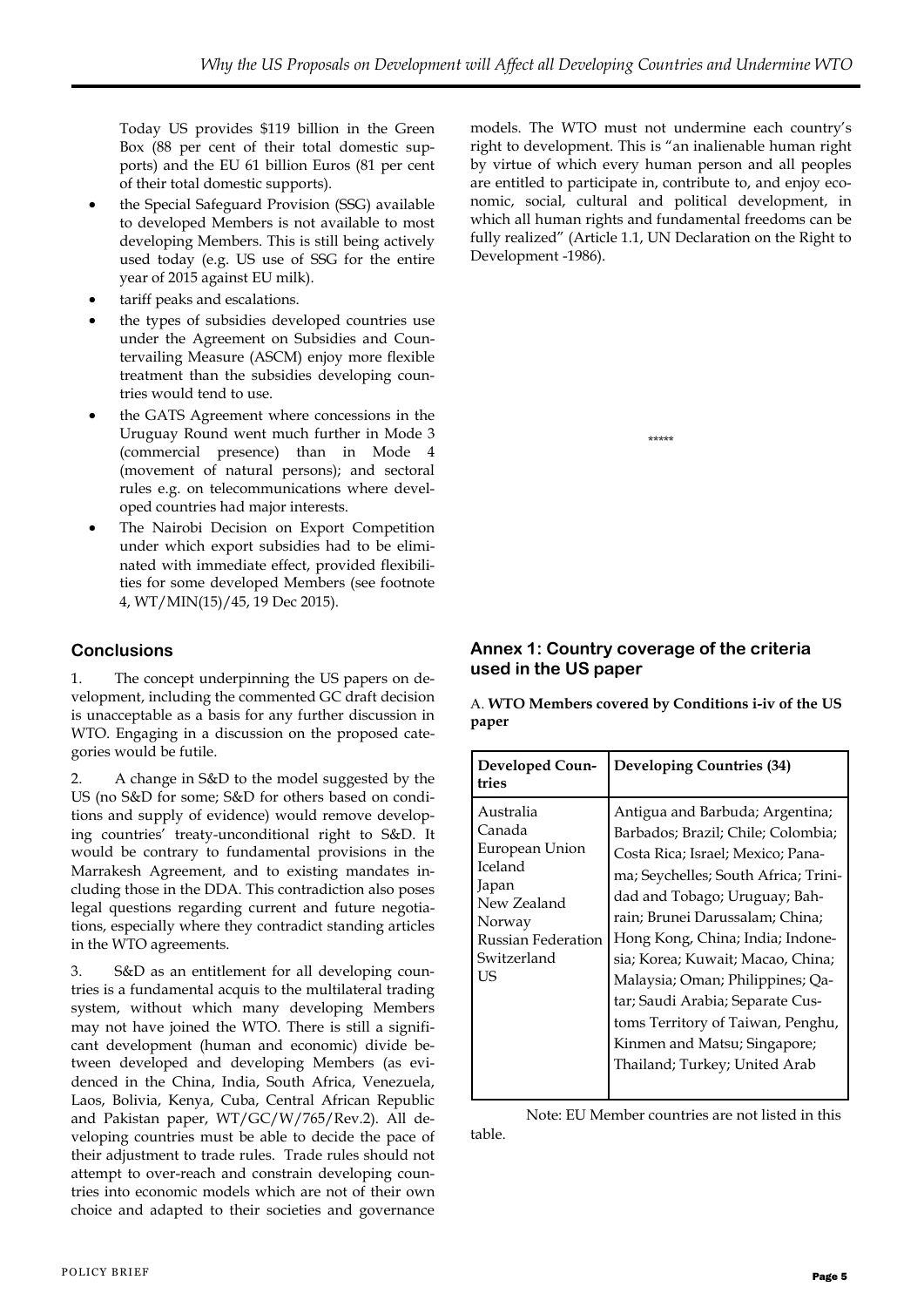Today US provides $119 billion in the Green Box (88 per cent of their total domestic supports) and the EU 61 billion Euros (81 per cent of their total domestic supports).

- the Special Safeguard Provision (SSG) available to developed Members is not available to most developing Members. This is still being actively used today (e.g. US use of SSG for the entire year of 2015 against EU milk).
- tariff peaks and escalations.
- the types of subsidies developed countries use under the Agreement on Subsidies and Countervailing Measure (ASCM) enjoy more flexible treatment than the subsidies developing countries would tend to use.
- the GATS Agreement where concessions in the Uruguay Round went much further in Mode 3 (commercial presence) than in Mode 4 (movement of natural persons); and sectoral rules e.g. on telecommunications where developed countries had major interests.
- The Nairobi Decision on Export Competition under which export subsidies had to be eliminated with immediate effect, provided flexibilities for some developed Members (see footnote 4, WT/MIN(15)/45, 19 Dec 2015).

## Conclusions

1. The concept underpinning the US papers on development, including the commented GC draft decision is unacceptable as a basis for any further discussion in WTO. Engaging in a discussion on the proposed categories would be futile.

2. A change in S&D to the model suggested by the US (no S&D for some; S&D for others based on conditions and supply of evidence) would remove developing countries' treaty-unconditional right to S&D. It would be contrary to fundamental provisions in the Marrakesh Agreement, and to existing mandates including those in the DDA. This contradiction also poses legal questions regarding current and future negotiations, especially where they contradict standing articles in the WTO agreements.

3. S&D as an entitlement for all developing countries is a fundamental acquis to the multilateral trading system, without which many developing Members may not have joined the WTO. There is still a significant development (human and economic) divide between developed and developing Members (as evidenced in the China, India, South Africa, Venezuela, Laos, Bolivia, Kenya, Cuba, Central African Republic and Pakistan paper, WT/GC/W/765/Rev.2). All developing countries must be able to decide the pace of their adjustment to trade rules. Trade rules should not attempt to over-reach and constrain developing countries into economic models which are not of their own choice and adapted to their societies and governance models. The WTO must not undermine each country's right to development. This is "an inalienable human right by virtue of which every human person and all peoples are entitled to participate in, contribute to, and enjoy economic, social, cultural and political development, in which all human rights and fundamental freedoms can be fully realized" (Article 1.1, UN Declaration on the Right to Development -1986).

\*\*\*\*\*

## Annex 1: Country coverage of the criteria used in the US paper

A. **WTO Members covered by Conditions i-iv of the US paper**

| Developed Countries | Developing Countries (34) |
|---|---|
| Australia<br>Canada<br>European Union<br>Iceland<br>Japan<br>New Zealand<br>Norway<br>Russian Federation<br>Switzerland<br>US | Antigua and Barbuda; Argentina; Barbados; Brazil; Chile; Colombia; Costa Rica; Israel; Mexico; Panama; Seychelles; South Africa; Trinidad and Tobago; Uruguay; Bahrain; Brunei Darussalam; China; Hong Kong, China; India; Indonesia; Korea; Kuwait; Macao, China; Malaysia; Oman; Philippines; Qatar; Saudi Arabia; Separate Customs Territory of Taiwan, Penghu, Kinmen and Matsu; Singapore; Thailand; Turkey; United Arab |

Note: EU Member countries are not listed in this table.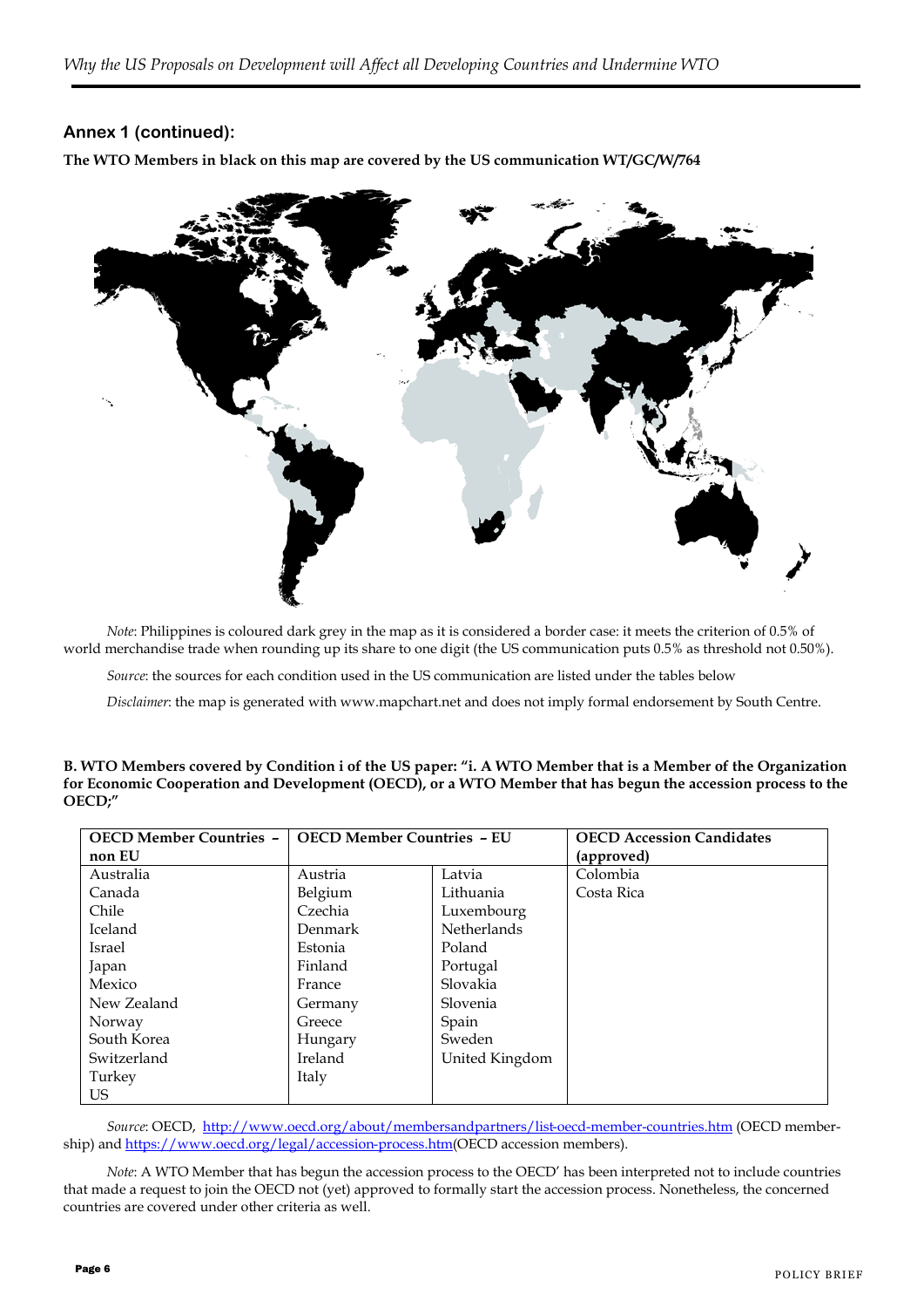### Annex 1 (continued):

**The WTO Members in black on this map are covered by the US communication WT/GC/W/764**

*Note*: Philippines is coloured dark grey in the map as it is considered a border case: it meets the criterion of 0.5% of world merchandise trade when rounding up its share to one digit (the US communication puts 0.5% as threshold not 0.50%).

*Source*: the sources for each condition used in the US communication are listed under the tables below

*Disclaimer*: the map is generated with www.mapchart.net and does not imply formal endorsement by South Centre.

**B. WTO Members covered by Condition i of the US paper: "i. A WTO Member that is a Member of the Organization for Economic Cooperation and Development (OECD), or a WTO Member that has begun the accession process to the OECD;"**

| OECD Member Countries – non EU | OECD Member Countries – EU | | OECD Accession Candidates (approved) |
|---|---|---|---|
| Australia | Austria | Latvia | Colombia |
| Canada | Belgium | Lithuania | Costa Rica |
| Chile | Czechia | Luxembourg | |
| Iceland | Denmark | Netherlands | |
| Israel | Estonia | Poland | |
| Japan | Finland | Portugal | |
| Mexico | France | Slovakia | |
| New Zealand | Germany | Slovenia | |
| Norway | Greece | Spain | |
| South Korea | Hungary | Sweden | |
| Switzerland | Ireland | United Kingdom | |
| Turkey | Italy | | |
| US | | | |

*Source*: OECD, http://www.oecd.org/about/membersandpartners/list-oecd-member-countries.htm (OECD membership) and https://www.oecd.org/legal/accession-process.htm(OECD accession members).

*Note*: A WTO Member that has begun the accession process to the OECD' has been interpreted not to include countries that made a request to join the OECD not (yet) approved to formally start the accession process. Nonetheless, the concerned countries are covered under other criteria as well.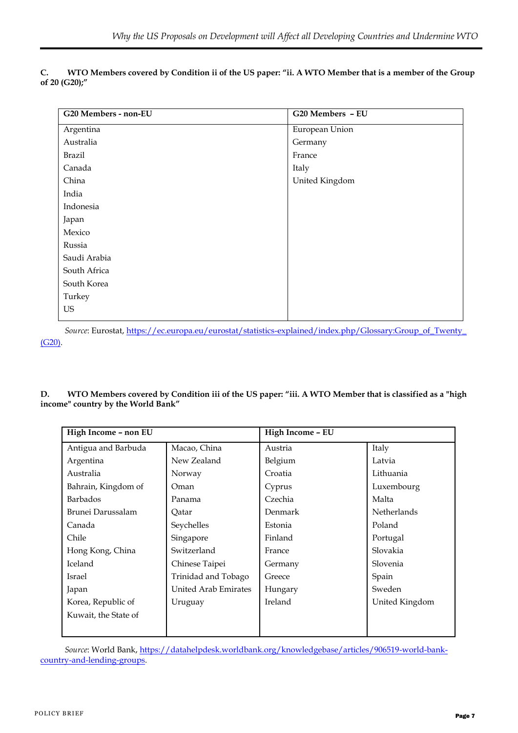**C. WTO Members covered by Condition ii of the US paper: "ii. A WTO Member that is a member of the Group of 20 (G20);"**

| G20 Members - non-EU | G20 Members – EU |
|---|---|
| Argentina | European Union |
| Australia | Germany |
| Brazil | France |
| Canada | Italy |
| China | United Kingdom |
| India | |
| Indonesia | |
| Japan | |
| Mexico | |
| Russia | |
| Saudi Arabia | |
| South Africa | |
| South Korea | |
| Turkey | |
| US | |

*Source*: Eurostat, https://ec.europa.eu/eurostat/statistics-explained/index.php/Glossary:Group_of_Twenty_(G20).

**D. WTO Members covered by Condition iii of the US paper: "iii. A WTO Member that is classified as a "high income" country by the World Bank"**

| High Income – non EU | | High Income – EU | |
|---|---|---|---|
| Antigua and Barbuda | Macao, China | Austria | Italy |
| Argentina | New Zealand | Belgium | Latvia |
| Australia | Norway | Croatia | Lithuania |
| Bahrain, Kingdom of | Oman | Cyprus | Luxembourg |
| Barbados | Panama | Czechia | Malta |
| Brunei Darussalam | Qatar | Denmark | Netherlands |
| Canada | Seychelles | Estonia | Poland |
| Chile | Singapore | Finland | Portugal |
| Hong Kong, China | Switzerland | France | Slovakia |
| Iceland | Chinese Taipei | Germany | Slovenia |
| Israel | Trinidad and Tobago | Greece | Spain |
| Japan | United Arab Emirates | Hungary | Sweden |
| Korea, Republic of | Uruguay | Ireland | United Kingdom |
| Kuwait, the State of | | | |

*Source*: World Bank, https://datahelpdesk.worldbank.org/knowledgebase/articles/906519-world-bank-country-and-lending-groups.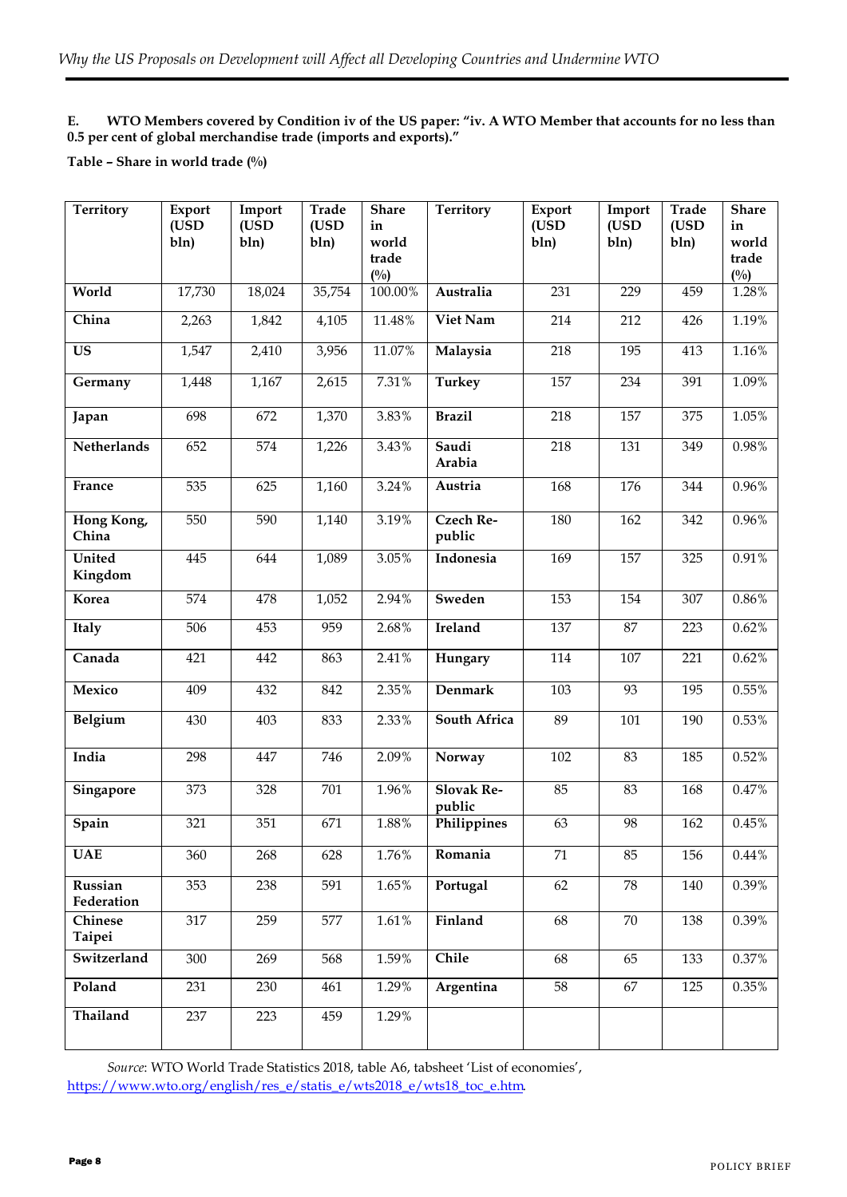**E. WTO Members covered by Condition iv of the US paper: "iv. A WTO Member that accounts for no less than 0.5 per cent of global merchandise trade (imports and exports)."**

**Table – Share in world trade (%)**

| Territory | Export (USD bln) | Import (USD bln) | Trade (USD bln) | Share in world trade (%) | Territory | Export (USD bln) | Import (USD bln) | Trade (USD bln) | Share in world trade (%) |
|---|---|---|---|---|---|---|---|---|---|
| **World** | 17,730 | 18,024 | 35,754 | 100.00% | **Australia** | 231 | 229 | 459 | 1.28% |
| **China** | 2,263 | 1,842 | 4,105 | 11.48% | **Viet Nam** | 214 | 212 | 426 | 1.19% |
| **US** | 1,547 | 2,410 | 3,956 | 11.07% | **Malaysia** | 218 | 195 | 413 | 1.16% |
| **Germany** | 1,448 | 1,167 | 2,615 | 7.31% | **Turkey** | 157 | 234 | 391 | 1.09% |
| **Japan** | 698 | 672 | 1,370 | 3.83% | **Brazil** | 218 | 157 | 375 | 1.05% |
| **Netherlands** | 652 | 574 | 1,226 | 3.43% | **Saudi Arabia** | 218 | 131 | 349 | 0.98% |
| **France** | 535 | 625 | 1,160 | 3.24% | **Austria** | 168 | 176 | 344 | 0.96% |
| **Hong Kong, China** | 550 | 590 | 1,140 | 3.19% | **Czech Republic** | 180 | 162 | 342 | 0.96% |
| **United Kingdom** | 445 | 644 | 1,089 | 3.05% | **Indonesia** | 169 | 157 | 325 | 0.91% |
| **Korea** | 574 | 478 | 1,052 | 2.94% | **Sweden** | 153 | 154 | 307 | 0.86% |
| **Italy** | 506 | 453 | 959 | 2.68% | **Ireland** | 137 | 87 | 223 | 0.62% |
| **Canada** | 421 | 442 | 863 | 2.41% | **Hungary** | 114 | 107 | 221 | 0.62% |
| **Mexico** | 409 | 432 | 842 | 2.35% | **Denmark** | 103 | 93 | 195 | 0.55% |
| **Belgium** | 430 | 403 | 833 | 2.33% | **South Africa** | 89 | 101 | 190 | 0.53% |
| **India** | 298 | 447 | 746 | 2.09% | **Norway** | 102 | 83 | 185 | 0.52% |
| **Singapore** | 373 | 328 | 701 | 1.96% | **Slovak Republic** | 85 | 83 | 168 | 0.47% |
| **Spain** | 321 | 351 | 671 | 1.88% | **Philippines** | 63 | 98 | 162 | 0.45% |
| **UAE** | 360 | 268 | 628 | 1.76% | **Romania** | 71 | 85 | 156 | 0.44% |
| **Russian Federation** | 353 | 238 | 591 | 1.65% | **Portugal** | 62 | 78 | 140 | 0.39% |
| **Chinese Taipei** | 317 | 259 | 577 | 1.61% | **Finland** | 68 | 70 | 138 | 0.39% |
| **Switzerland** | 300 | 269 | 568 | 1.59% | **Chile** | 68 | 65 | 133 | 0.37% |
| **Poland** | 231 | 230 | 461 | 1.29% | **Argentina** | 58 | 67 | 125 | 0.35% |
| **Thailand** | 237 | 223 | 459 | 1.29% | | | | | |

*Source*: WTO World Trade Statistics 2018, table A6, tabsheet 'List of economies', https://www.wto.org/english/res_e/statis_e/wts2018_e/wts18_toc_e.htm.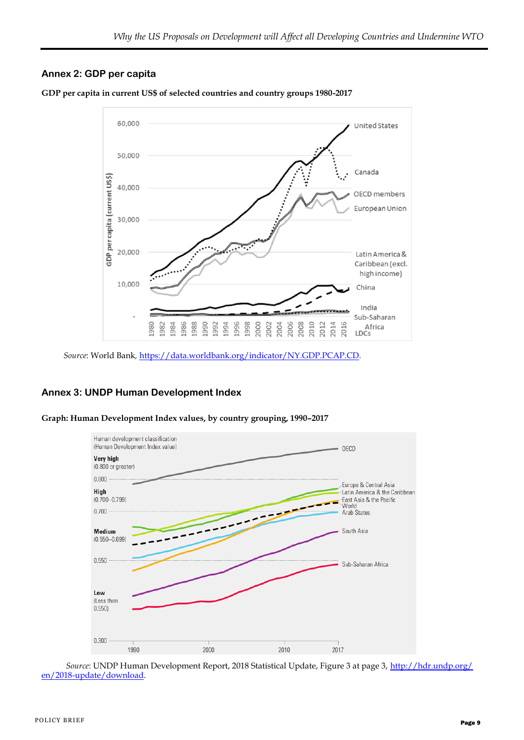## Annex 2: GDP per capita

**GDP per capita in current US$ of selected countries and country groups 1980-2017**

*Source*: World Bank, https://data.worldbank.org/indicator/NY.GDP.PCAP.CD.

## Annex 3: UNDP Human Development Index

**Graph: Human Development Index values, by country grouping, 1990–2017**

*Source*: UNDP Human Development Report, 2018 Statistical Update, Figure 3 at page 3, http://hdr.undp.org/en/2018-update/download.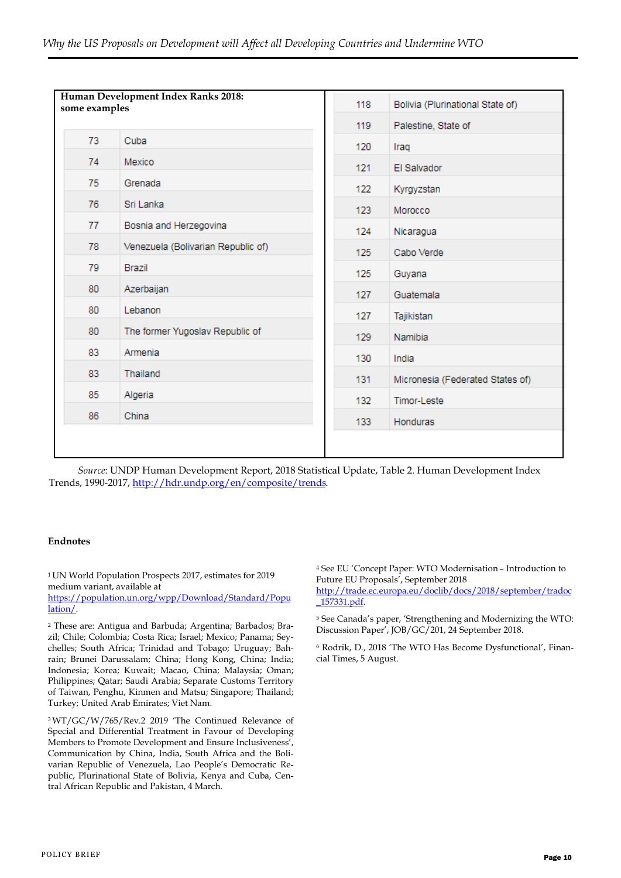**Human Development Index Ranks 2018: some examples**

| Rank | Country | Rank | Country |
|---|---|---|---|
| 73 | Cuba | 118 | Bolivia (Plurinational State of) |
| 74 | Mexico | 119 | Palestine, State of |
| 75 | Grenada | 120 | Iraq |
| 76 | Sri Lanka | 121 | El Salvador |
| 77 | Bosnia and Herzegovina | 122 | Kyrgyzstan |
| 78 | Venezuela (Bolivarian Republic of) | 123 | Morocco |
| 79 | Brazil | 124 | Nicaragua |
| 80 | Azerbaijan | 125 | Cabo Verde |
| 80 | Lebanon | 125 | Guyana |
| 80 | The former Yugoslav Republic of | 127 | Guatemala |
| 83 | Armenia | 127 | Tajikistan |
| 83 | Thailand | 129 | Namibia |
| 85 | Algeria | 130 | India |
| 86 | China | 131 | Micronesia (Federated States of) |
| | | 132 | Timor-Leste |
| | | 133 | Honduras |

*Source*: UNDP Human Development Report, 2018 Statistical Update, Table 2. Human Development Index Trends, 1990-2017, http://hdr.undp.org/en/composite/trends.

**Endnotes**

[1] UN World Population Prospects 2017, estimates for 2019 medium variant, available at https://population.un.org/wpp/Download/Standard/Population/.

[2] These are: Antigua and Barbuda; Argentina; Barbados; Brazil; Chile; Colombia; Costa Rica; Israel; Mexico; Panama; Seychelles; South Africa; Trinidad and Tobago; Uruguay; Bahrain; Brunei Darussalam; China; Hong Kong, China; India; Indonesia; Korea; Kuwait; Macao, China; Malaysia; Oman; Philippines; Qatar; Saudi Arabia; Separate Customs Territory of Taiwan, Penghu, Kinmen and Matsu; Singapore; Thailand; Turkey; United Arab Emirates; Viet Nam.

[3] WT/GC/W/765/Rev.2 2019 'The Continued Relevance of Special and Differential Treatment in Favour of Developing Members to Promote Development and Ensure Inclusiveness', Communication by China, India, South Africa and the Bolivarian Republic of Venezuela, Lao People's Democratic Republic, Plurinational State of Bolivia, Kenya and Cuba, Central African Republic and Pakistan, 4 March.

[4] See EU 'Concept Paper: WTO Modernisation – Introduction to Future EU Proposals', September 2018 http://trade.ec.europa.eu/doclib/docs/2018/september/tradoc_157331.pdf.

[5] See Canada's paper, 'Strengthening and Modernizing the WTO: Discussion Paper', JOB/GC/201, 24 September 2018.

[6] Rodrik, D., 2018 'The WTO Has Become Dysfunctional', Financial Times, 5 August.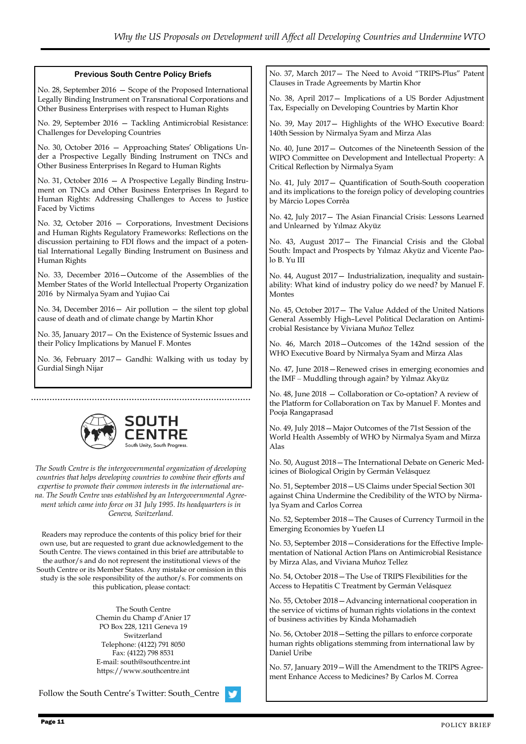### Previous South Centre Policy Briefs

No. 28, September 2016 — Scope of the Proposed International Legally Binding Instrument on Transnational Corporations and Other Business Enterprises with respect to Human Rights

No. 29, September 2016 — Tackling Antimicrobial Resistance: Challenges for Developing Countries

No. 30, October 2016 — Approaching States' Obligations Under a Prospective Legally Binding Instrument on TNCs and Other Business Enterprises In Regard to Human Rights

No. 31, October 2016 — A Prospective Legally Binding Instrument on TNCs and Other Business Enterprises In Regard to Human Rights: Addressing Challenges to Access to Justice Faced by Victims

No. 32, October 2016 — Corporations, Investment Decisions and Human Rights Regulatory Frameworks: Reflections on the discussion pertaining to FDI flows and the impact of a potential International Legally Binding Instrument on Business and Human Rights

No. 33, December 2016—Outcome of the Assemblies of the Member States of the World Intellectual Property Organization 2016 by Nirmalya Syam and Yujiao Cai

No. 34, December 2016— Air pollution — the silent top global cause of death and of climate change by Martin Khor

No. 35, January 2017— On the Existence of Systemic Issues and their Policy Implications by Manuel F. Montes

No. 36, February 2017— Gandhi: Walking with us today by Gurdial Singh Nijar

No. 37, March 2017— The Need to Avoid "TRIPS-Plus" Patent Clauses in Trade Agreements by Martin Khor

No. 38, April 2017— Implications of a US Border Adjustment Tax, Especially on Developing Countries by Martin Khor

No. 39, May 2017— Highlights of the WHO Executive Board: 140th Session by Nirmalya Syam and Mirza Alas

No. 40, June 2017— Outcomes of the Nineteenth Session of the WIPO Committee on Development and Intellectual Property: A Critical Reflection by Nirmalya Syam

No. 41, July 2017— Quantification of South-South cooperation and its implications to the foreign policy of developing countries by Márcio Lopes Corrêa

No. 42, July 2017— The Asian Financial Crisis: Lessons Learned and Unlearned by Yılmaz Akyüz

No. 43, August 2017— The Financial Crisis and the Global South: Impact and Prospects by Yılmaz Akyüz and Vicente Paolo B. Yu III

No. 44, August 2017— Industrialization, inequality and sustainability: What kind of industry policy do we need? by Manuel F. Montes

No. 45, October 2017— The Value Added of the United Nations General Assembly High–Level Political Declaration on Antimicrobial Resistance by Viviana Muñoz Tellez

No. 46, March 2018—Outcomes of the 142nd session of the WHO Executive Board by Nirmalya Syam and Mirza Alas

No. 47, June 2018—Renewed crises in emerging economies and the IMF – Muddling through again? by Yılmaz Akyüz

No. 48, June 2018 — Collaboration or Co-optation? A review of the Platform for Collaboration on Tax by Manuel F. Montes and Pooja Rangaprasad

No. 49, July 2018—Major Outcomes of the 71st Session of the World Health Assembly of WHO by Nirmalya Syam and Mirza Alas

No. 50, August 2018—The International Debate on Generic Medicines of Biological Origin by Germán Velásquez

No. 51, September 2018—US Claims under Special Section 301 against China Undermine the Credibility of the WTO by Nirmalya Syam and Carlos Correa

No. 52, September 2018—The Causes of Currency Turmoil in the Emerging Economies by Yuefen LI

No. 53, September 2018—Considerations for the Effective Implementation of National Action Plans on Antimicrobial Resistance by Mirza Alas, and Viviana Muñoz Tellez

No. 54, October 2018—The Use of TRIPS Flexibilities for the Access to Hepatitis C Treatment by Germán Velásquez

No. 55, October 2018—Advancing international cooperation in the service of victims of human rights violations in the context of business activities by Kinda Mohamadieh

No. 56, October 2018—Setting the pillars to enforce corporate human rights obligations stemming from international law by Daniel Uribe

No. 57, January 2019—Will the Amendment to the TRIPS Agreement Enhance Access to Medicines? By Carlos M. Correa

---

**SOUTH CENTRE**
South Unity, South Progress.

*The South Centre is the intergovernmental organization of developing countries that helps developing countries to combine their efforts and expertise to promote their common interests in the international arena. The South Centre was established by an Intergovernmental Agreement which came into force on 31 July 1995. Its headquarters is in Geneva, Switzerland.*

Readers may reproduce the contents of this policy brief for their own use, but are requested to grant due acknowledgement to the South Centre. The views contained in this brief are attributable to the author/s and do not represent the institutional views of the South Centre or its Member States. Any mistake or omission in this study is the sole responsibility of the author/s. For comments on this publication, please contact:

The South Centre
Chemin du Champ d'Anier 17
PO Box 228, 1211 Geneva 19
Switzerland
Telephone: (4122) 791 8050
Fax: (4122) 798 8531
E-mail: south@southcentre.int
https://www.southcentre.int

Follow the South Centre's Twitter: South_Centre